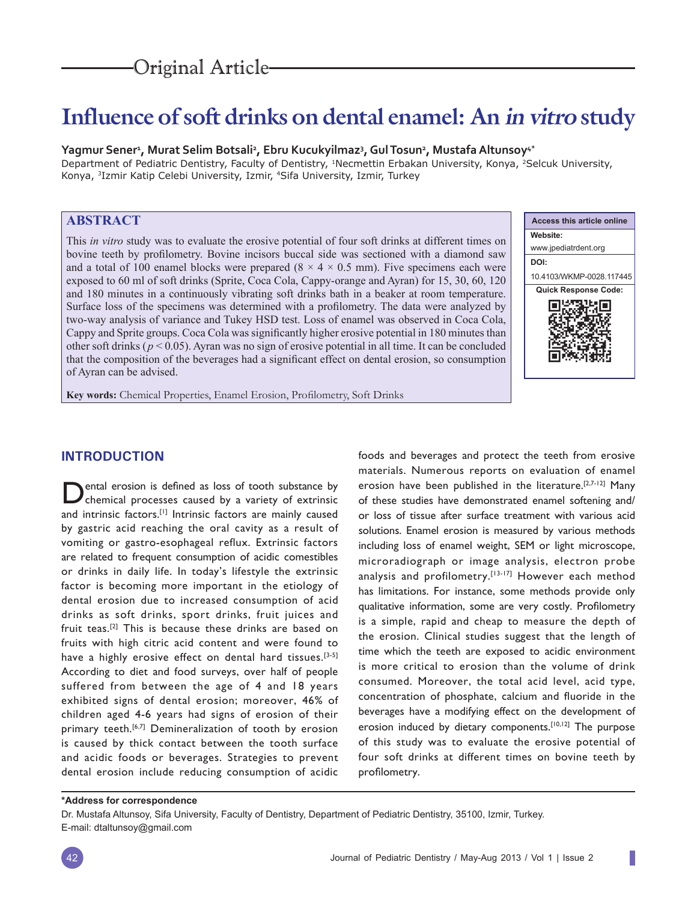Original Article

# Influence of soft drinks on dental enamel: An *in vitro* study

**Yagmur Sener[1], Murat Selim Botsali[2], Ebru Kucukyilmaz[3], Gul Tosun[2], Mustafa Altunsoy[4*]**

Department of Pediatric Dentistry, Faculty of Dentistry, [1]Necmettin Erbakan University, Konya, [2]Selcuk University, Konya, [3]Izmir Katip Celebi University, Izmir, [4]Sifa University, Izmir, Turkey

## ABSTRACT

This *in vitro* study was to evaluate the erosive potential of four soft drinks at different times on bovine teeth by profilometry. Bovine incisors buccal side was sectioned with a diamond saw and a total of 100 enamel blocks were prepared (8 × 4 × 0.5 mm). Five specimens each were exposed to 60 ml of soft drinks (Sprite, Coca Cola, Cappy-orange and Ayran) for 15, 30, 60, 120 and 180 minutes in a continuously vibrating soft drinks bath in a beaker at room temperature. Surface loss of the specimens was determined with a profilometry. The data were analyzed by two-way analysis of variance and Tukey HSD test. Loss of enamel was observed in Coca Cola, Cappy and Sprite groups. Coca Cola was significantly higher erosive potential in 180 minutes than other soft drinks ($p < 0.05$). Ayran was no sign of erosive potential in all time. It can be concluded that the composition of the beverages had a significant effect on dental erosion, so consumption of Ayran can be advised.

**Key words:** Chemical Properties, Enamel Erosion, Profilometry, Soft Drinks

Access this article online

Website: www.jpediatrdent.org

DOI: 10.4103/WKMP-0028.117445

Quick Response Code:

## INTRODUCTION

Dental erosion is defined as loss of tooth substance by chemical processes caused by a variety of extrinsic and intrinsic factors.[1] Intrinsic factors are mainly caused by gastric acid reaching the oral cavity as a result of vomiting or gastro-esophageal reflux. Extrinsic factors are related to frequent consumption of acidic comestibles or drinks in daily life. In today's lifestyle the extrinsic factor is becoming more important in the etiology of dental erosion due to increased consumption of acid drinks as soft drinks, sport drinks, fruit juices and fruit teas.[2] This is because these drinks are based on fruits with high citric acid content and were found to have a highly erosive effect on dental hard tissues.[3-5] According to diet and food surveys, over half of people suffered from between the age of 4 and 18 years exhibited signs of dental erosion; moreover, 46% of children aged 4-6 years had signs of erosion of their primary teeth.[6,7] Demineralization of tooth by erosion is caused by thick contact between the tooth surface and acidic foods or beverages. Strategies to prevent dental erosion include reducing consumption of acidic foods and beverages and protect the teeth from erosive materials. Numerous reports on evaluation of enamel erosion have been published in the literature.[2,7-12] Many of these studies have demonstrated enamel softening and/or loss of tissue after surface treatment with various acid solutions. Enamel erosion is measured by various methods including loss of enamel weight, SEM or light microscope, microradiograph or image analysis, electron probe analysis and profilometry.[13-17] However each method has limitations. For instance, some methods provide only qualitative information, some are very costly. Profilometry is a simple, rapid and cheap to measure the depth of the erosion. Clinical studies suggest that the length of time which the teeth are exposed to acidic environment is more critical to erosion than the volume of drink consumed. Moreover, the total acid level, acid type, concentration of phosphate, calcium and fluoride in the beverages have a modifying effect on the development of erosion induced by dietary components.[10,12] The purpose of this study was to evaluate the erosive potential of four soft drinks at different times on bovine teeth by profilometry.

---

**\*Address for correspondence**

Dr. Mustafa Altunsoy, Sifa University, Faculty of Dentistry, Department of Pediatric Dentistry, 35100, Izmir, Turkey.
E-mail: dtaltunsoy@gmail.com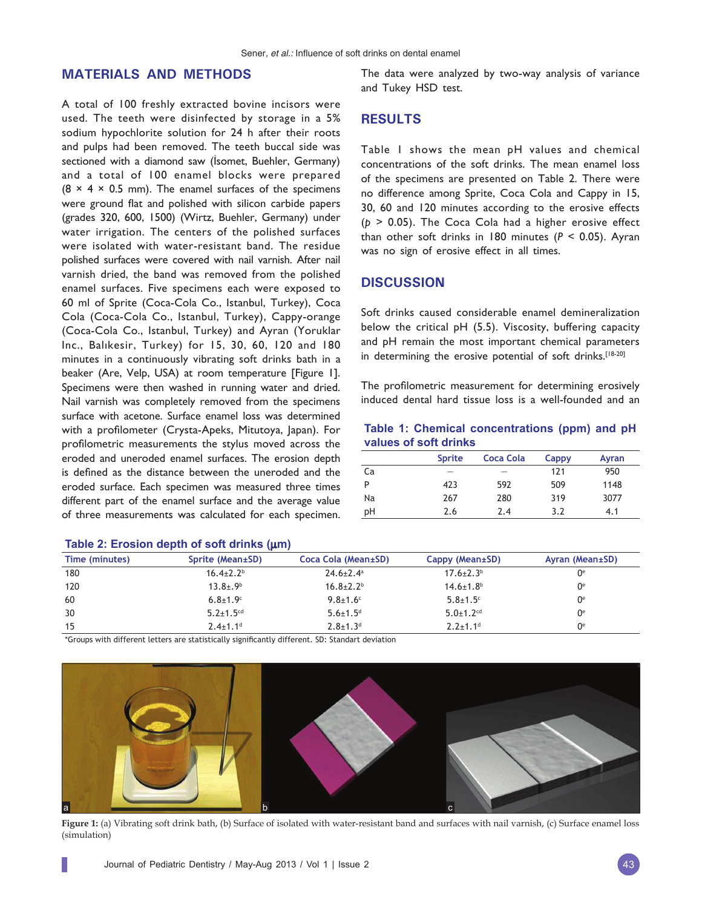## MATERIALS AND METHODS

A total of 100 freshly extracted bovine incisors were used. The teeth were disinfected by storage in a 5% sodium hypochlorite solution for 24 h after their roots and pulps had been removed. The teeth buccal side was sectioned with a diamond saw (İsomet, Buehler, Germany) and a total of 100 enamel blocks were prepared (8 × 4 × 0.5 mm). The enamel surfaces of the specimens were ground flat and polished with silicon carbide papers (grades 320, 600, 1500) (Wirtz, Buehler, Germany) under water irrigation. The centers of the polished surfaces were isolated with water-resistant band. The residue polished surfaces were covered with nail varnish. After nail varnish dried, the band was removed from the polished enamel surfaces. Five specimens each were exposed to 60 ml of Sprite (Coca-Cola Co., Istanbul, Turkey), Coca Cola (Coca-Cola Co., Istanbul, Turkey), Cappy-orange (Coca-Cola Co., Istanbul, Turkey) and Ayran (Yoruklar Inc., Balıkesir, Turkey) for 15, 30, 60, 120 and 180 minutes in a continuously vibrating soft drinks bath in a beaker (Are, Velp, USA) at room temperature [Figure 1]. Specimens were then washed in running water and dried. Nail varnish was completely removed from the specimens surface with acetone. Surface enamel loss was determined with a profilometer (Crysta-Apeks, Mitutoya, Japan). For profilometric measurements the stylus moved across the eroded and uneroded enamel surfaces. The erosion depth is defined as the distance between the uneroded and the eroded surface. Each specimen was measured three times different part of the enamel surface and the average value of three measurements was calculated for each specimen. The data were analyzed by two-way analysis of variance and Tukey HSD test.

## RESULTS

Table 1 shows the mean pH values and chemical concentrations of the soft drinks. The mean enamel loss of the specimens are presented on Table 2. There were no difference among Sprite, Coca Cola and Cappy in 15, 30, 60 and 120 minutes according to the erosive effects ($p > 0.05$). The Coca Cola had a higher erosive effect than other soft drinks in 180 minutes ($P < 0.05$). Ayran was no sign of erosive effect in all times.

## DISCUSSION

Soft drinks caused considerable enamel demineralization below the critical pH (5.5). Viscosity, buffering capacity and pH remain the most important chemical parameters in determining the erosive potential of soft drinks.[18-20]

The profilometric measurement for determining erosively induced dental hard tissue loss is a well-founded and an

**Table 1: Chemical concentrations (ppm) and pH values of soft drinks**

| | Sprite | Coca Cola | Cappy | Ayran |
|---|---|---|---|---|
| Ca | – | – | 121 | 950 |
| P | 423 | 592 | 509 | 1148 |
| Na | 267 | 280 | 319 | 3077 |
| pH | 2.6 | 2.4 | 3.2 | 4.1 |

**Table 2: Erosion depth of soft drinks (μm)**

| Time (minutes) | Sprite (Mean±SD) | Coca Cola (Mean±SD) | Cappy (Mean±SD) | Ayran (Mean±SD) |
|---|---|---|---|---|
| 180 | 16.4±2.2[b] | 24.6±2.4[a] | 17.6±2.3[b] | 0[e] |
| 120 | 13.8±.9[b] | 16.8±2.2[b] | 14.6±1.8[b] | 0[e] |
| 60 | 6.8±1.9[c] | 9.8±1.6[c] | 5.8±1.5[c] | 0[e] |
| 30 | 5.2±1.5[cd] | 5.6±1.5[d] | 5.0±1.2[cd] | 0[e] |
| 15 | 2.4±1.1[d] | 2.8±1.3[d] | 2.2±1.1[d] | 0[e] |

*Groups with different letters are statistically significantly different. SD: Standart deviation

Figure 1: (a) Vibrating soft drink bath, (b) Surface of isolated with water-resistant band and surfaces with nail varnish, (c) Surface enamel loss (simulation)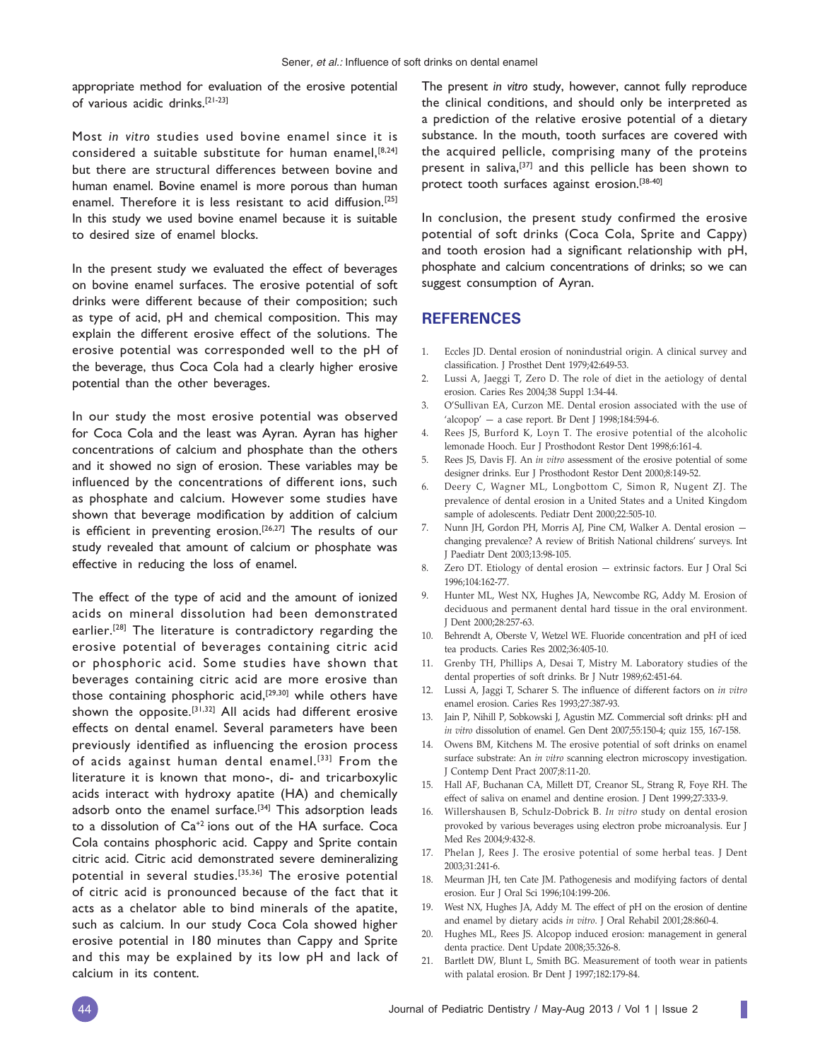appropriate method for evaluation of the erosive potential of various acidic drinks.[21-23]

Most *in vitro* studies used bovine enamel since it is considered a suitable substitute for human enamel,[8,24] but there are structural differences between bovine and human enamel. Bovine enamel is more porous than human enamel. Therefore it is less resistant to acid diffusion.[25] In this study we used bovine enamel because it is suitable to desired size of enamel blocks.

In the present study we evaluated the effect of beverages on bovine enamel surfaces. The erosive potential of soft drinks were different because of their composition; such as type of acid, pH and chemical composition. This may explain the different erosive effect of the solutions. The erosive potential was corresponded well to the pH of the beverage, thus Coca Cola had a clearly higher erosive potential than the other beverages.

In our study the most erosive potential was observed for Coca Cola and the least was Ayran. Ayran has higher concentrations of calcium and phosphate than the others and it showed no sign of erosion. These variables may be influenced by the concentrations of different ions, such as phosphate and calcium. However some studies have shown that beverage modification by addition of calcium is efficient in preventing erosion.[26,27] The results of our study revealed that amount of calcium or phosphate was effective in reducing the loss of enamel.

The effect of the type of acid and the amount of ionized acids on mineral dissolution had been demonstrated earlier.[28] The literature is contradictory regarding the erosive potential of beverages containing citric acid or phosphoric acid. Some studies have shown that beverages containing citric acid are more erosive than those containing phosphoric acid,[29,30] while others have shown the opposite.[31,32] All acids had different erosive effects on dental enamel. Several parameters have been previously identified as influencing the erosion process of acids against human dental enamel.[33] From the literature it is known that mono-, di- and tricarboxylic acids interact with hydroxy apatite (HA) and chemically adsorb onto the enamel surface.[34] This adsorption leads to a dissolution of $Ca^{+2}$ ions out of the HA surface. Coca Cola contains phosphoric acid. Cappy and Sprite contain citric acid. Citric acid demonstrated severe demineralizing potential in several studies.[35,36] The erosive potential of citric acid is pronounced because of the fact that it acts as a chelator able to bind minerals of the apatite, such as calcium. In our study Coca Cola showed higher erosive potential in 180 minutes than Cappy and Sprite and this may be explained by its low pH and lack of calcium in its content.

The present *in vitro* study, however, cannot fully reproduce the clinical conditions, and should only be interpreted as a prediction of the relative erosive potential of a dietary substance. In the mouth, tooth surfaces are covered with the acquired pellicle, comprising many of the proteins present in saliva,[37] and this pellicle has been shown to protect tooth surfaces against erosion.[38-40]

In conclusion, the present study confirmed the erosive potential of soft drinks (Coca Cola, Sprite and Cappy) and tooth erosion had a significant relationship with pH, phosphate and calcium concentrations of drinks; so we can suggest consumption of Ayran.

## REFERENCES

1. Eccles JD. Dental erosion of nonindustrial origin. A clinical survey and classification. J Prosthet Dent 1979;42:649-53.
2. Lussi A, Jaeggi T, Zero D. The role of diet in the aetiology of dental erosion. Caries Res 2004;38 Suppl 1:34-44.
3. O'Sullivan EA, Curzon ME. Dental erosion associated with the use of 'alcopop' — a case report. Br Dent J 1998;184:594-6.
4. Rees JS, Burford K, Loyn T. The erosive potential of the alcoholic lemonade Hooch. Eur J Prosthodont Restor Dent 1998;6:161-4.
5. Rees JS, Davis FJ. An *in vitro* assessment of the erosive potential of some designer drinks. Eur J Prosthodont Restor Dent 2000;8:149-52.
6. Deery C, Wagner ML, Longbottom C, Simon R, Nugent ZJ. The prevalence of dental erosion in a United States and a United Kingdom sample of adolescents. Pediatr Dent 2000;22:505-10.
7. Nunn JH, Gordon PH, Morris AJ, Pine CM, Walker A. Dental erosion — changing prevalence? A review of British National childrens' surveys. Int J Paediatr Dent 2003;13:98-105.
8. Zero DT. Etiology of dental erosion — extrinsic factors. Eur J Oral Sci 1996;104:162-77.
9. Hunter ML, West NX, Hughes JA, Newcombe RG, Addy M. Erosion of deciduous and permanent dental hard tissue in the oral environment. J Dent 2000;28:257-63.
10. Behrendt A, Oberste V, Wetzel WE. Fluoride concentration and pH of iced tea products. Caries Res 2002;36:405-10.
11. Grenby TH, Phillips A, Desai T, Mistry M. Laboratory studies of the dental properties of soft drinks. Br J Nutr 1989;62:451-64.
12. Lussi A, Jaggi T, Scharer S. The influence of different factors on *in vitro* enamel erosion. Caries Res 1993;27:387-93.
13. Jain P, Nihill P, Sobkowski J, Agustin MZ. Commercial soft drinks: pH and *in vitro* dissolution of enamel. Gen Dent 2007;55:150-4; quiz 155, 167-158.
14. Owens BM, Kitchens M. The erosive potential of soft drinks on enamel surface substrate: An *in vitro* scanning electron microscopy investigation. J Contemp Dent Pract 2007;8:11-20.
15. Hall AF, Buchanan CA, Millett DT, Creanor SL, Strang R, Foye RH. The effect of saliva on enamel and dentine erosion. J Dent 1999;27:333-9.
16. Willershausen B, Schulz-Dobrick B. *In vitro* study on dental erosion provoked by various beverages using electron probe microanalysis. Eur J Med Res 2004;9:432-8.
17. Phelan J, Rees J. The erosive potential of some herbal teas. J Dent 2003;31:241-6.
18. Meurman JH, ten Cate JM. Pathogenesis and modifying factors of dental erosion. Eur J Oral Sci 1996;104:199-206.
19. West NX, Hughes JA, Addy M. The effect of pH on the erosion of dentine and enamel by dietary acids *in vitro*. J Oral Rehabil 2001;28:860-4.
20. Hughes ML, Rees JS. Alcopop induced erosion: management in general denta practice. Dent Update 2008;35:326-8.
21. Bartlett DW, Blunt L, Smith BG. Measurement of tooth wear in patients with palatal erosion. Br Dent J 1997;182:179-84.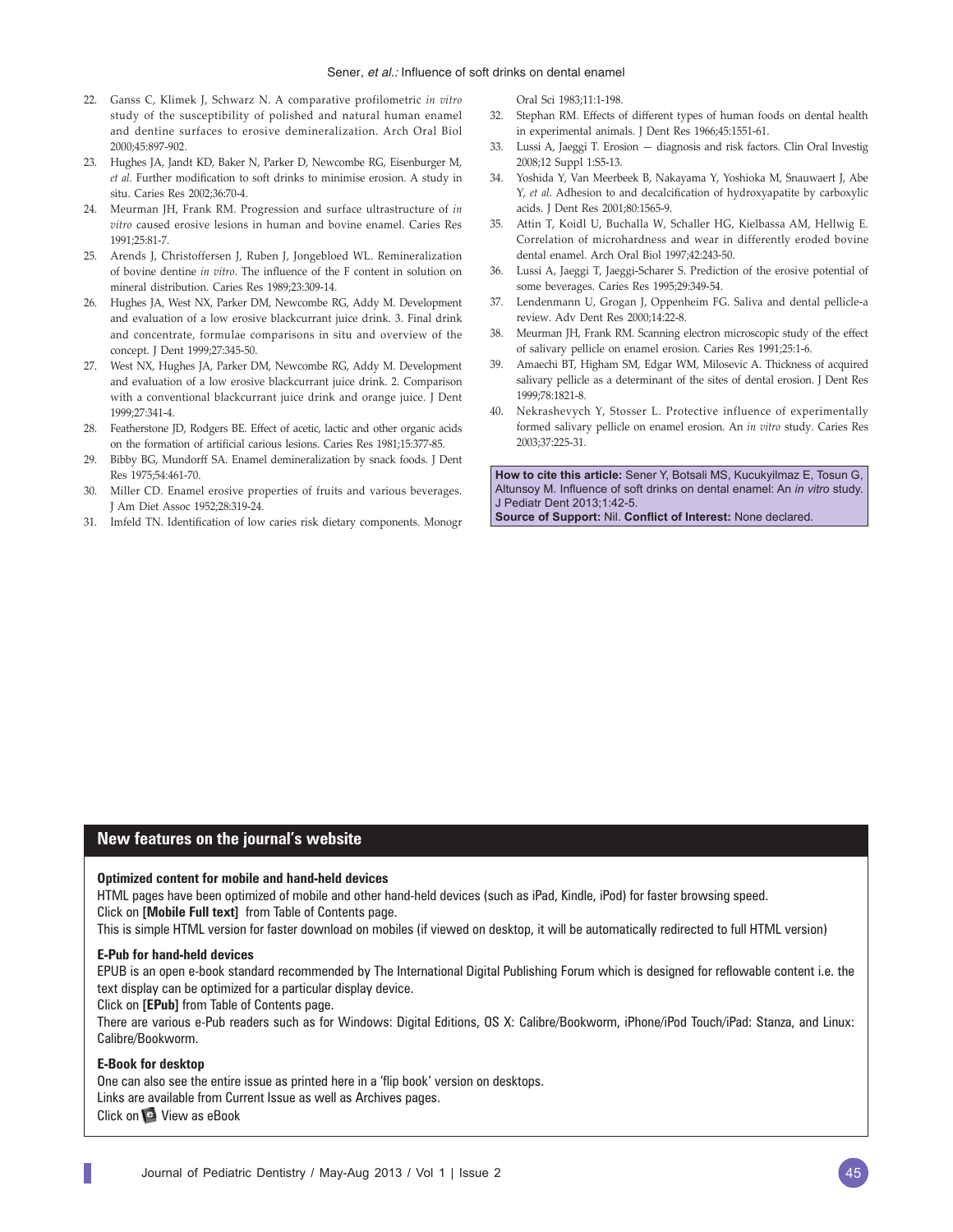22. Ganss C, Klimek J, Schwarz N. A comparative profilometric *in vitro* study of the susceptibility of polished and natural human enamel and dentine surfaces to erosive demineralization. Arch Oral Biol 2000;45:897-902.
23. Hughes JA, Jandt KD, Baker N, Parker D, Newcombe RG, Eisenburger M, *et al*. Further modification to soft drinks to minimise erosion. A study in situ. Caries Res 2002;36:70-4.
24. Meurman JH, Frank RM. Progression and surface ultrastructure of *in vitro* caused erosive lesions in human and bovine enamel. Caries Res 1991;25:81-7.
25. Arends J, Christoffersen J, Ruben J, Jongebloed WL. Remineralization of bovine dentine *in vitro*. The influence of the F content in solution on mineral distribution. Caries Res 1989;23:309-14.
26. Hughes JA, West NX, Parker DM, Newcombe RG, Addy M. Development and evaluation of a low erosive blackcurrant juice drink. 3. Final drink and concentrate, formulae comparisons in situ and overview of the concept. J Dent 1999;27:345-50.
27. West NX, Hughes JA, Parker DM, Newcombe RG, Addy M. Development and evaluation of a low erosive blackcurrant juice drink. 2. Comparison with a conventional blackcurrant juice drink and orange juice. J Dent 1999;27:341-4.
28. Featherstone JD, Rodgers BE. Effect of acetic, lactic and other organic acids on the formation of artificial carious lesions. Caries Res 1981;15:377-85.
29. Bibby BG, Mundorff SA. Enamel demineralization by snack foods. J Dent Res 1975;54:461-70.
30. Miller CD. Enamel erosive properties of fruits and various beverages. J Am Diet Assoc 1952;28:319-24.
31. Imfeld TN. Identification of low caries risk dietary components. Monogr Oral Sci 1983;11:1-198.
32. Stephan RM. Effects of different types of human foods on dental health in experimental animals. J Dent Res 1966;45:1551-61.
33. Lussi A, Jaeggi T. Erosion — diagnosis and risk factors. Clin Oral Investig 2008;12 Suppl 1:S5-13.
34. Yoshida Y, Van Meerbeek B, Nakayama Y, Yoshioka M, Snauwaert J, Abe Y, *et al*. Adhesion to and decalcification of hydroxyapatite by carboxylic acids. J Dent Res 2001;80:1565-9.
35. Attin T, Koidl U, Buchalla W, Schaller HG, Kielbassa AM, Hellwig E. Correlation of microhardness and wear in differently eroded bovine dental enamel. Arch Oral Biol 1997;42:243-50.
36. Lussi A, Jaeggi T, Jaeggi-Scharer S. Prediction of the erosive potential of some beverages. Caries Res 1995;29:349-54.
37. Lendenmann U, Grogan J, Oppenheim FG. Saliva and dental pellicle-a review. Adv Dent Res 2000;14:22-8.
38. Meurman JH, Frank RM. Scanning electron microscopic study of the effect of salivary pellicle on enamel erosion. Caries Res 1991;25:1-6.
39. Amaechi BT, Higham SM, Edgar WM, Milosevic A. Thickness of acquired salivary pellicle as a determinant of the sites of dental erosion. J Dent Res 1999;78:1821-8.
40. Nekrashevych Y, Stosser L. Protective influence of experimentally formed salivary pellicle on enamel erosion. An *in vitro* study. Caries Res 2003;37:225-31.

**How to cite this article:** Sener Y, Botsali MS, Kucukyilmaz E, Tosun G, Altunsoy M. Influence of soft drinks on dental enamel: An *in vitro* study. J Pediatr Dent 2013;1:42-5.
**Source of Support:** Nil. **Conflict of Interest:** None declared.

## New features on the journal's website

**Optimized content for mobile and hand-held devices**
HTML pages have been optimized of mobile and other hand-held devices (such as iPad, Kindle, iPod) for faster browsing speed.
Click on **[Mobile Full text]** from Table of Contents page.
This is simple HTML version for faster download on mobiles (if viewed on desktop, it will be automatically redirected to full HTML version)

**E-Pub for hand-held devices**
EPUB is an open e-book standard recommended by The International Digital Publishing Forum which is designed for reflowable content i.e. the text display can be optimized for a particular display device.
Click on **[EPub]** from Table of Contents page.
There are various e-Pub readers such as for Windows: Digital Editions, OS X: Calibre/Bookworm, iPhone/iPod Touch/iPad: Stanza, and Linux: Calibre/Bookworm.

**E-Book for desktop**
One can also see the entire issue as printed here in a 'flip book' version on desktops.
Links are available from Current Issue as well as Archives pages.
Click on View as eBook